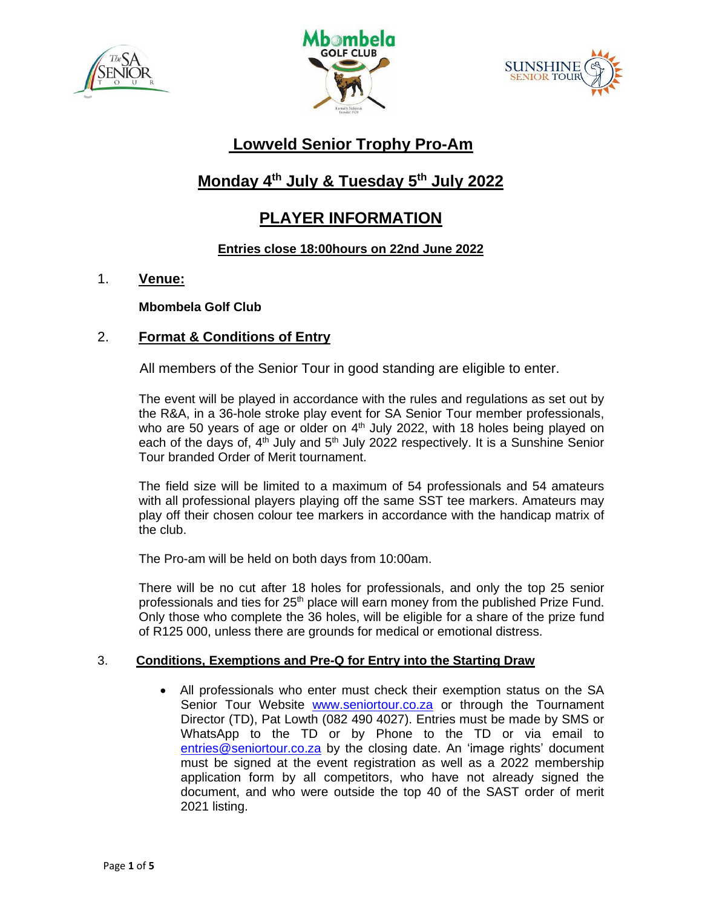# Lowveld Senior Trophy Pro-Am

## Monday 4th July & Tuesday 5th July 2022

## PLAYER INFORMATION

**Entries close 18:00hours on 22nd June 2022**

1. **Venue:**

   **Mbombela Golf Club**

2. **Format & Conditions of Entry**

   All members of the Senior Tour in good standing are eligible to enter.

   The event will be played in accordance with the rules and regulations as set out by the R&A, in a 36-hole stroke play event for SA Senior Tour member professionals, who are 50 years of age or older on 4th July 2022, with 18 holes being played on each of the days of, 4th July and 5th July 2022 respectively. It is a Sunshine Senior Tour branded Order of Merit tournament.

   The field size will be limited to a maximum of 54 professionals and 54 amateurs with all professional players playing off the same SST tee markers. Amateurs may play off their chosen colour tee markers in accordance with the handicap matrix of the club.

   The Pro-am will be held on both days from 10:00am.

   There will be no cut after 18 holes for professionals, and only the top 25 senior professionals and ties for 25th place will earn money from the published Prize Fund. Only those who complete the 36 holes, will be eligible for a share of the prize fund of R125 000, unless there are grounds for medical or emotional distress.

3. **Conditions, Exemptions and Pre-Q for Entry into the Starting Draw**

   - All professionals who enter must check their exemption status on the SA Senior Tour Website www.seniortour.co.za or through the Tournament Director (TD), Pat Lowth (082 490 4027). Entries must be made by SMS or WhatsApp to the TD or by Phone to the TD or via email to entries@seniortour.co.za by the closing date. An 'image rights' document must be signed at the event registration as well as a 2022 membership application form by all competitors, who have not already signed the document, and who were outside the top 40 of the SAST order of merit 2021 listing.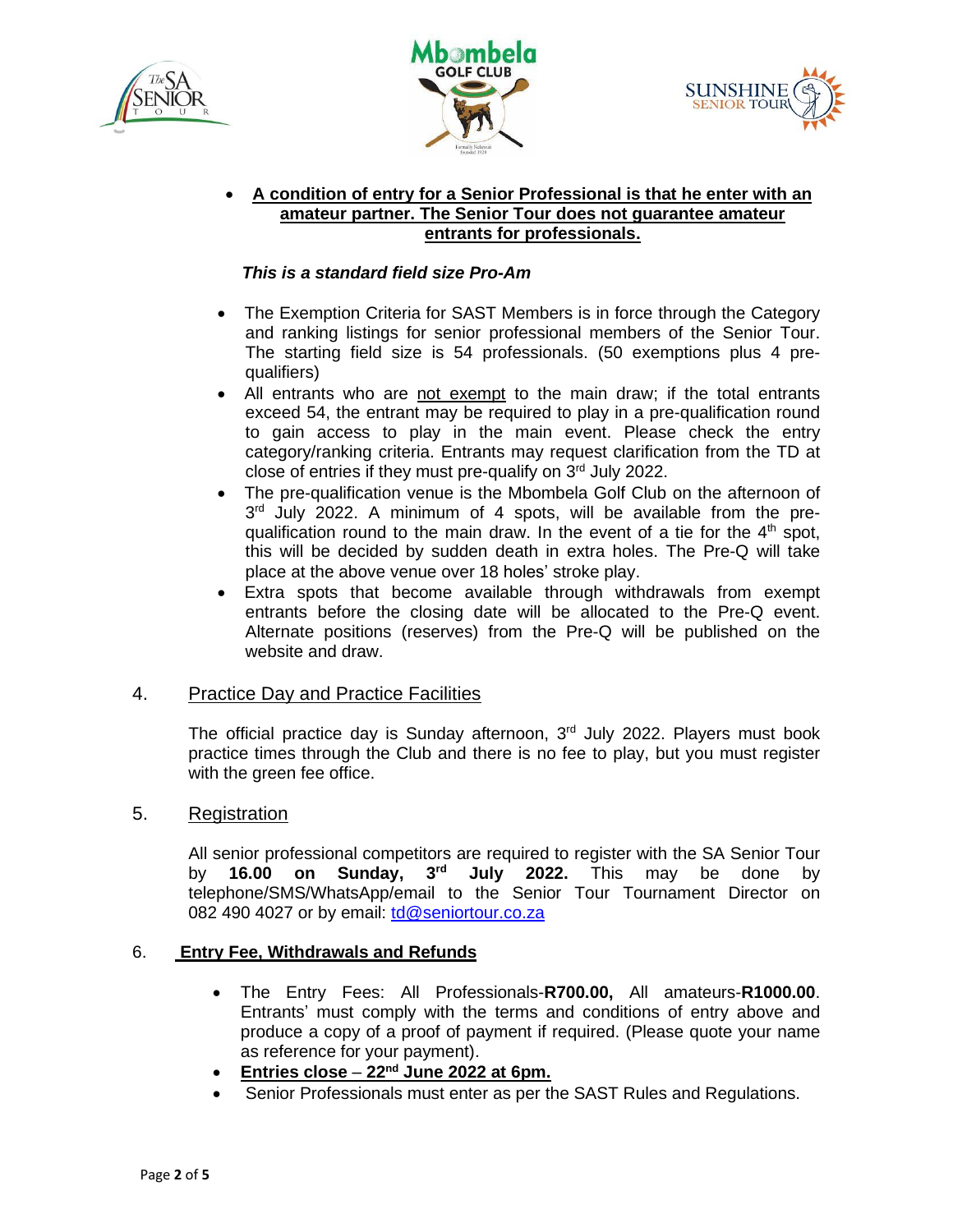- **A condition of entry for a Senior Professional is that he enter with an amateur partner. The Senior Tour does not guarantee amateur entrants for professionals.**

***This is a standard field size Pro-Am***

- The Exemption Criteria for SAST Members is in force through the Category and ranking listings for senior professional members of the Senior Tour. The starting field size is 54 professionals. (50 exemptions plus 4 pre-qualifiers)
- All entrants who are not exempt to the main draw; if the total entrants exceed 54, the entrant may be required to play in a pre-qualification round to gain access to play in the main event. Please check the entry category/ranking criteria. Entrants may request clarification from the TD at close of entries if they must pre-qualify on 3rd July 2022.
- The pre-qualification venue is the Mbombela Golf Club on the afternoon of 3rd July 2022. A minimum of 4 spots, will be available from the pre-qualification round to the main draw. In the event of a tie for the 4th spot, this will be decided by sudden death in extra holes. The Pre-Q will take place at the above venue over 18 holes' stroke play.
- Extra spots that become available through withdrawals from exempt entrants before the closing date will be allocated to the Pre-Q event. Alternate positions (reserves) from the Pre-Q will be published on the website and draw.

## 4. Practice Day and Practice Facilities

The official practice day is Sunday afternoon, 3rd July 2022. Players must book practice times through the Club and there is no fee to play, but you must register with the green fee office.

## 5. Registration

All senior professional competitors are required to register with the SA Senior Tour by **16.00 on Sunday, 3rd July 2022.** This may be done by telephone/SMS/WhatsApp/email to the Senior Tour Tournament Director on 082 490 4027 or by email: td@seniortour.co.za

## 6. Entry Fee, Withdrawals and Refunds

- The Entry Fees: All Professionals-**R700.00,** All amateurs-**R1000.00**. Entrants' must comply with the terms and conditions of entry above and produce a copy of a proof of payment if required. (Please quote your name as reference for your payment).
- **Entries close – 22nd June 2022 at 6pm.**
- Senior Professionals must enter as per the SAST Rules and Regulations.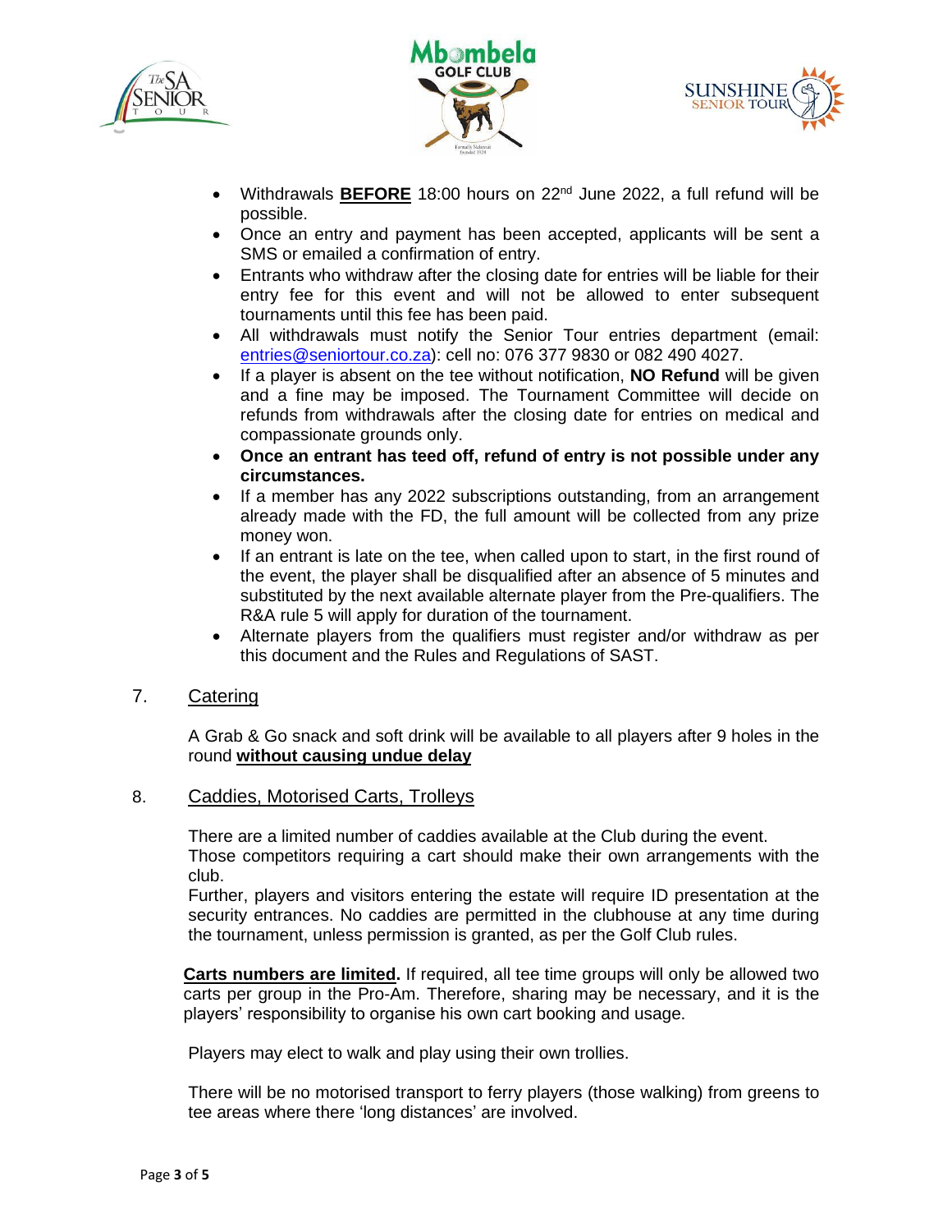- Withdrawals **BEFORE** 18:00 hours on 22nd June 2022, a full refund will be possible.
- Once an entry and payment has been accepted, applicants will be sent a SMS or emailed a confirmation of entry.
- Entrants who withdraw after the closing date for entries will be liable for their entry fee for this event and will not be allowed to enter subsequent tournaments until this fee has been paid.
- All withdrawals must notify the Senior Tour entries department (email: entries@seniortour.co.za): cell no: 076 377 9830 or 082 490 4027.
- If a player is absent on the tee without notification, **NO Refund** will be given and a fine may be imposed. The Tournament Committee will decide on refunds from withdrawals after the closing date for entries on medical and compassionate grounds only.
- **Once an entrant has teed off, refund of entry is not possible under any circumstances.**
- If a member has any 2022 subscriptions outstanding, from an arrangement already made with the FD, the full amount will be collected from any prize money won.
- If an entrant is late on the tee, when called upon to start, in the first round of the event, the player shall be disqualified after an absence of 5 minutes and substituted by the next available alternate player from the Pre-qualifiers. The R&A rule 5 will apply for duration of the tournament.
- Alternate players from the qualifiers must register and/or withdraw as per this document and the Rules and Regulations of SAST.

## 7. Catering

A Grab & Go snack and soft drink will be available to all players after 9 holes in the round **without causing undue delay**

## 8. Caddies, Motorised Carts, Trolleys

There are a limited number of caddies available at the Club during the event.
Those competitors requiring a cart should make their own arrangements with the club.
Further, players and visitors entering the estate will require ID presentation at the security entrances. No caddies are permitted in the clubhouse at any time during the tournament, unless permission is granted, as per the Golf Club rules.

**Carts numbers are limited.** If required, all tee time groups will only be allowed two carts per group in the Pro-Am. Therefore, sharing may be necessary, and it is the players' responsibility to organise his own cart booking and usage.

Players may elect to walk and play using their own trollies.

There will be no motorised transport to ferry players (those walking) from greens to tee areas where there 'long distances' are involved.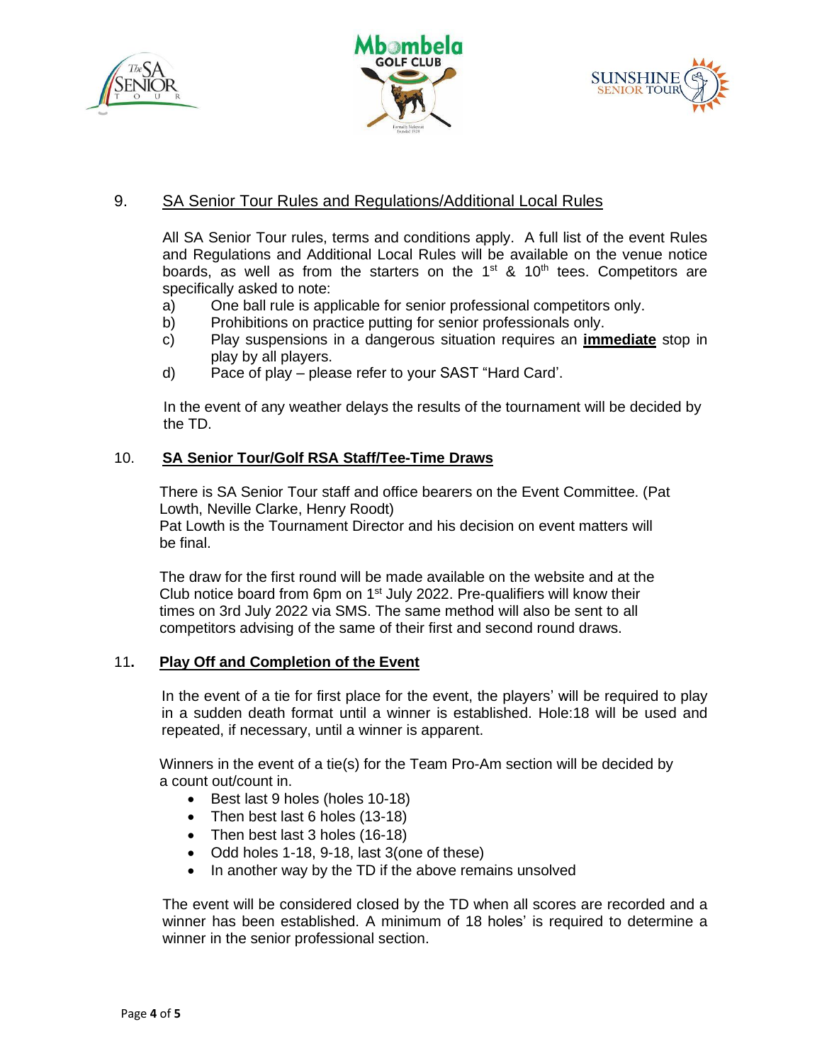## 9. SA Senior Tour Rules and Regulations/Additional Local Rules

All SA Senior Tour rules, terms and conditions apply. A full list of the event Rules and Regulations and Additional Local Rules will be available on the venue notice boards, as well as from the starters on the 1st & 10th tees. Competitors are specifically asked to note:

a) One ball rule is applicable for senior professional competitors only.
b) Prohibitions on practice putting for senior professionals only.
c) Play suspensions in a dangerous situation requires an **immediate** stop in play by all players.
d) Pace of play – please refer to your SAST "Hard Card'.

In the event of any weather delays the results of the tournament will be decided by the TD.

## 10. SA Senior Tour/Golf RSA Staff/Tee-Time Draws

There is SA Senior Tour staff and office bearers on the Event Committee. (Pat Lowth, Neville Clarke, Henry Roodt)
Pat Lowth is the Tournament Director and his decision on event matters will be final.

The draw for the first round will be made available on the website and at the Club notice board from 6pm on 1st July 2022. Pre-qualifiers will know their times on 3rd July 2022 via SMS. The same method will also be sent to all competitors advising of the same of their first and second round draws.

## 11. Play Off and Completion of the Event

In the event of a tie for first place for the event, the players' will be required to play in a sudden death format until a winner is established. Hole:18 will be used and repeated, if necessary, until a winner is apparent.

Winners in the event of a tie(s) for the Team Pro-Am section will be decided by a count out/count in.

- Best last 9 holes (holes 10-18)
- Then best last 6 holes (13-18)
- Then best last 3 holes (16-18)
- Odd holes 1-18, 9-18, last 3(one of these)
- In another way by the TD if the above remains unsolved

The event will be considered closed by the TD when all scores are recorded and a winner has been established. A minimum of 18 holes' is required to determine a winner in the senior professional section.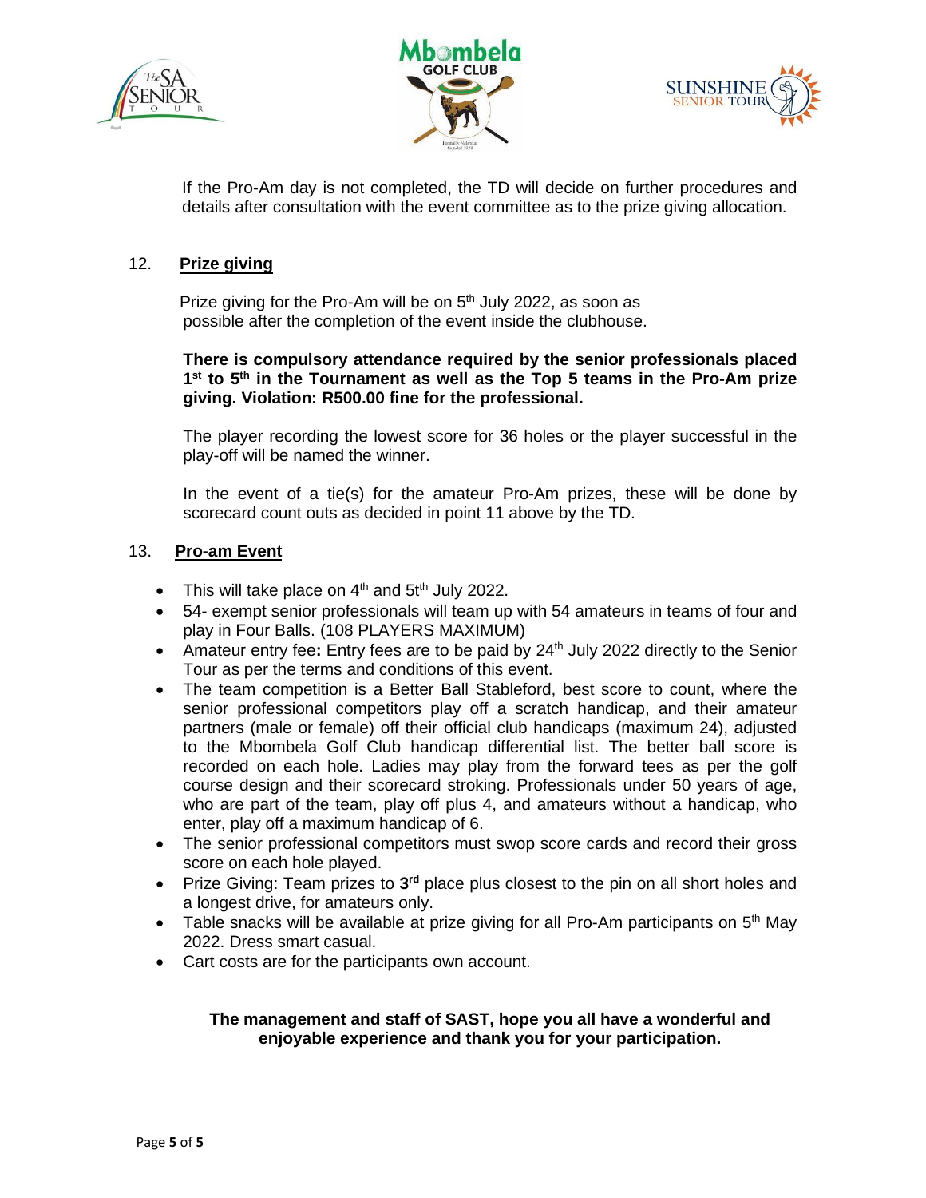If the Pro-Am day is not completed, the TD will decide on further procedures and details after consultation with the event committee as to the prize giving allocation.

## 12. Prize giving

Prize giving for the Pro-Am will be on 5th July 2022, as soon as possible after the completion of the event inside the clubhouse.

**There is compulsory attendance required by the senior professionals placed 1st to 5th in the Tournament as well as the Top 5 teams in the Pro-Am prize giving. Violation: R500.00 fine for the professional.**

The player recording the lowest score for 36 holes or the player successful in the play-off will be named the winner.

In the event of a tie(s) for the amateur Pro-Am prizes, these will be done by scorecard count outs as decided in point 11 above by the TD.

## 13. Pro-am Event

- This will take place on 4th and 5th July 2022.
- 54- exempt senior professionals will team up with 54 amateurs in teams of four and play in Four Balls. (108 PLAYERS MAXIMUM)
- Amateur entry fee**:** Entry fees are to be paid by 24th July 2022 directly to the Senior Tour as per the terms and conditions of this event.
- The team competition is a Better Ball Stableford, best score to count, where the senior professional competitors play off a scratch handicap, and their amateur partners (male or female) off their official club handicaps (maximum 24), adjusted to the Mbombela Golf Club handicap differential list. The better ball score is recorded on each hole. Ladies may play from the forward tees as per the golf course design and their scorecard stroking. Professionals under 50 years of age, who are part of the team, play off plus 4, and amateurs without a handicap, who enter, play off a maximum handicap of 6.
- The senior professional competitors must swop score cards and record their gross score on each hole played.
- Prize Giving: Team prizes to **3rd** place plus closest to the pin on all short holes and a longest drive, for amateurs only.
- Table snacks will be available at prize giving for all Pro-Am participants on 5th May 2022. Dress smart casual.
- Cart costs are for the participants own account.

**The management and staff of SAST, hope you all have a wonderful and enjoyable experience and thank you for your participation.**